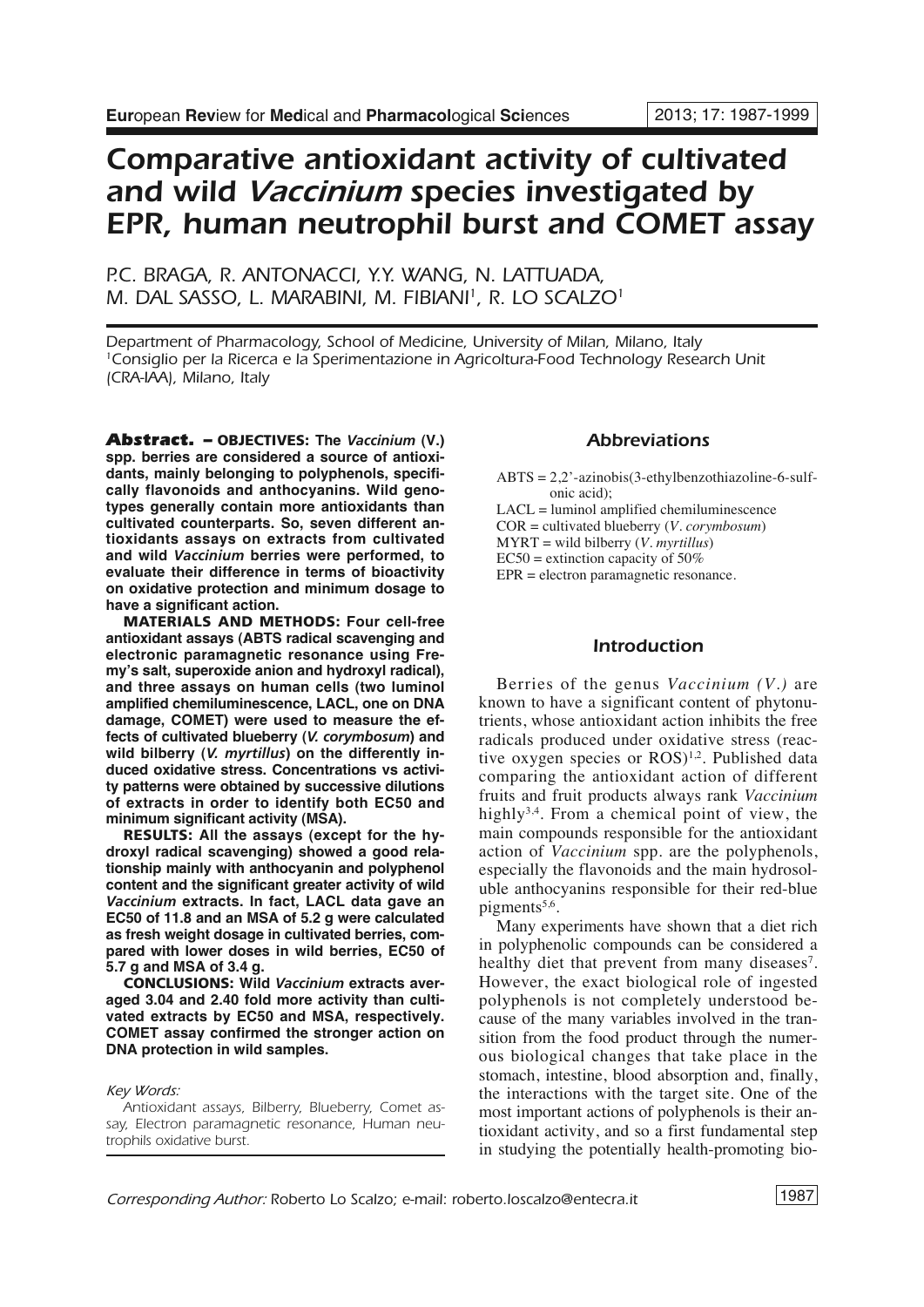# Comparative antioxidant activity of cultivated and wild *Vaccinium* species investigated by EPR, human neutrophil burst and COMET assay

P.C. BRAGA, R. ANTONACCI, Y.Y. WANG, N. LATTUADA, M. DAL SASSO, L. MARABINI, M. FIBIANI[1], R. LO SCALZO[1]

Department of Pharmacology, School of Medicine, University of Milan, Milano, Italy
[1]Consiglio per la Ricerca e la Sperimentazione in Agricoltura-Food Technology Research Unit (CRA-IAA), Milano, Italy

**Abstract. – OBJECTIVES: The *Vaccinium* (V.) spp. berries are considered a source of antioxidants, mainly belonging to polyphenols, specifically flavonoids and anthocyanins. Wild genotypes generally contain more antioxidants than cultivated counterparts. So, seven different antioxidants assays on extracts from cultivated and wild *Vaccinium* berries were performed, to evaluate their difference in terms of bioactivity on oxidative protection and minimum dosage to have a significant action.**

**MATERIALS AND METHODS: Four cell-free antioxidant assays (ABTS radical scavenging and electronic paramagnetic resonance using Fremy's salt, superoxide anion and hydroxyl radical), and three assays on human cells (two luminol amplified chemiluminescence, LACL, one on DNA damage, COMET) were used to measure the effects of cultivated blueberry (*V. corymbosum*) and wild bilberry (*V. myrtillus*) on the differently induced oxidative stress. Concentrations vs activity patterns were obtained by successive dilutions of extracts in order to identify both EC50 and minimum significant activity (MSA).**

**RESULTS: All the assays (except for the hydroxyl radical scavenging) showed a good relationship mainly with anthocyanin and polyphenol content and the significant greater activity of wild *Vaccinium* extracts. In fact, LACL data gave an EC50 of 11.8 and an MSA of 5.2 g were calculated as fresh weight dosage in cultivated berries, compared with lower doses in wild berries, EC50 of 5.7 g and MSA of 3.4 g.**

**CONCLUSIONS: Wild *Vaccinium* extracts averaged 3.04 and 2.40 fold more activity than cultivated extracts by EC50 and MSA, respectively. COMET assay confirmed the stronger action on DNA protection in wild samples.**

*Key Words:*

*Antioxidant assays, Bilberry, Blueberry, Comet assay, Electron paramagnetic resonance, Human neutrophils oxidative burst.*

## Abbreviations

ABTS = 2,2'-azinobis(3-ethylbenzothiazoline-6-sulfonic acid);
LACL = luminol amplified chemiluminescence
COR = cultivated blueberry (*V. corymbosum*)
MYRT = wild bilberry (*V. myrtillus*)
EC50 = extinction capacity of 50%
EPR = electron paramagnetic resonance.

## Introduction

Berries of the genus *Vaccinium (V.)* are known to have a significant content of phytonutrients, whose antioxidant action inhibits the free radicals produced under oxidative stress (reactive oxygen species or ROS)[1,2]. Published data comparing the antioxidant action of different fruits and fruit products always rank *Vaccinium* highly[3,4]. From a chemical point of view, the main compounds responsible for the antioxidant action of *Vaccinium* spp. are the polyphenols, especially the flavonoids and the main hydrosoluble anthocyanins responsible for their red-blue pigments[5,6].

Many experiments have shown that a diet rich in polyphenolic compounds can be considered a healthy diet that prevent from many diseases[7]. However, the exact biological role of ingested polyphenols is not completely understood because of the many variables involved in the transition from the food product through the numerous biological changes that take place in the stomach, intestine, blood absorption and, finally, the interactions with the target site. One of the most important actions of polyphenols is their antioxidant activity, and so a first fundamental step in studying the potentially health-promoting bio-

*Corresponding Author:* Roberto Lo Scalzo; e-mail: roberto.loscalzo@entecra.it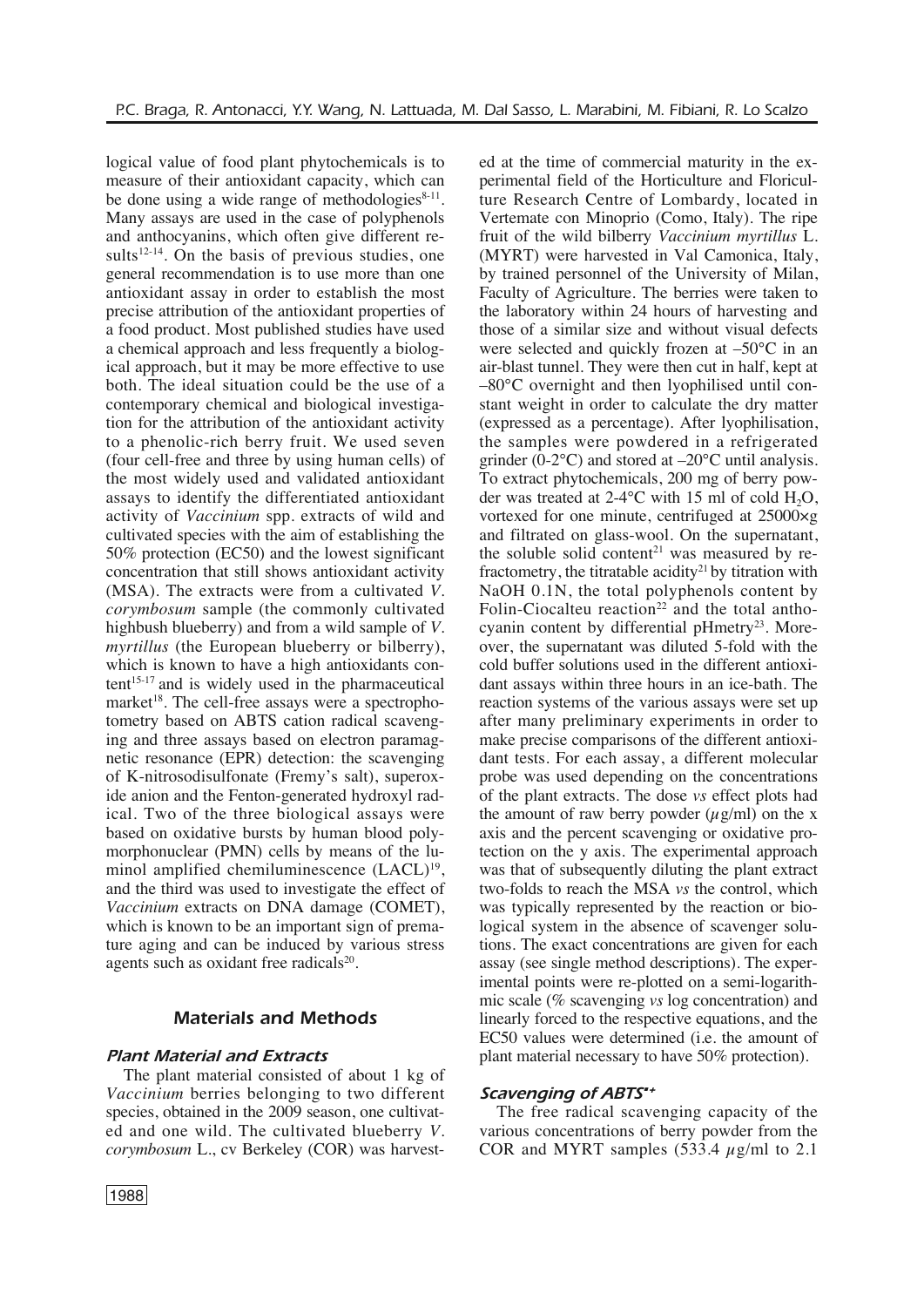logical value of food plant phytochemicals is to measure of their antioxidant capacity, which can be done using a wide range of methodologies[8-11]. Many assays are used in the case of polyphenols and anthocyanins, which often give different results[12-14]. On the basis of previous studies, one general recommendation is to use more than one antioxidant assay in order to establish the most precise attribution of the antioxidant properties of a food product. Most published studies have used a chemical approach and less frequently a biological approach, but it may be more effective to use both. The ideal situation could be the use of a contemporary chemical and biological investigation for the attribution of the antioxidant activity to a phenolic-rich berry fruit. We used seven (four cell-free and three by using human cells) of the most widely used and validated antioxidant assays to identify the differentiated antioxidant activity of *Vaccinium* spp. extracts of wild and cultivated species with the aim of establishing the 50% protection (EC50) and the lowest significant concentration that still shows antioxidant activity (MSA). The extracts were from a cultivated *V. corymbosum* sample (the commonly cultivated highbush blueberry) and from a wild sample of *V. myrtillus* (the European blueberry or bilberry), which is known to have a high antioxidants content[15-17] and is widely used in the pharmaceutical market[18]. The cell-free assays were a spectrophotometry based on ABTS cation radical scavenging and three assays based on electron paramagnetic resonance (EPR) detection: the scavenging of K-nitrosodisulfonate (Fremy's salt), superoxide anion and the Fenton-generated hydroxyl radical. Two of the three biological assays were based on oxidative bursts by human blood polymorphonuclear (PMN) cells by means of the luminol amplified chemiluminescence (LACL)[19], and the third was used to investigate the effect of *Vaccinium* extracts on DNA damage (COMET), which is known to be an important sign of premature aging and can be induced by various stress agents such as oxidant free radicals[20].

## Materials and Methods

### Plant Material and Extracts

The plant material consisted of about 1 kg of *Vaccinium* berries belonging to two different species, obtained in the 2009 season, one cultivated and one wild. The cultivated blueberry *V. corymbosum* L., cv Berkeley (COR) was harvested at the time of commercial maturity in the experimental field of the Horticulture and Floriculture Research Centre of Lombardy, located in Vertemate con Minoprio (Como, Italy). The ripe fruit of the wild bilberry *Vaccinium myrtillus* L. (MYRT) were harvested in Val Camonica, Italy, by trained personnel of the University of Milan, Faculty of Agriculture. The berries were taken to the laboratory within 24 hours of harvesting and those of a similar size and without visual defects were selected and quickly frozen at –50°C in an air-blast tunnel. They were then cut in half, kept at –80°C overnight and then lyophilised until constant weight in order to calculate the dry matter (expressed as a percentage). After lyophilisation, the samples were powdered in a refrigerated grinder (0-2°C) and stored at –20°C until analysis. To extract phytochemicals, 200 mg of berry powder was treated at 2-4°C with 15 ml of cold $H_2O$, vortexed for one minute, centrifuged at 25000×g and filtrated on glass-wool. On the supernatant, the soluble solid content[21] was measured by refractometry, the titratable acidity[21] by titration with NaOH 0.1N, the total polyphenols content by Folin-Ciocalteu reaction[22] and the total anthocyanin content by differential pHmetry[23]. Moreover, the supernatant was diluted 5-fold with the cold buffer solutions used in the different antioxidant assays within three hours in an ice-bath. The reaction systems of the various assays were set up after many preliminary experiments in order to make precise comparisons of the different antioxidant tests. For each assay, a different molecular probe was used depending on the concentrations of the plant extracts. The dose *vs* effect plots had the amount of raw berry powder ($\mu$g/ml) on the x axis and the percent scavenging or oxidative protection on the y axis. The experimental approach was that of subsequently diluting the plant extract two-folds to reach the MSA *vs* the control, which was typically represented by the reaction or biological system in the absence of scavenger solutions. The exact concentrations are given for each assay (see single method descriptions). The experimental points were re-plotted on a semi-logarithmic scale (% scavenging *vs* log concentration) and linearly forced to the respective equations, and the EC50 values were determined (i.e. the amount of plant material necessary to have 50% protection).

### Scavenging of $ABTS^{•+}$

The free radical scavenging capacity of the various concentrations of berry powder from the COR and MYRT samples (533.4 $\mu$g/ml to 2.1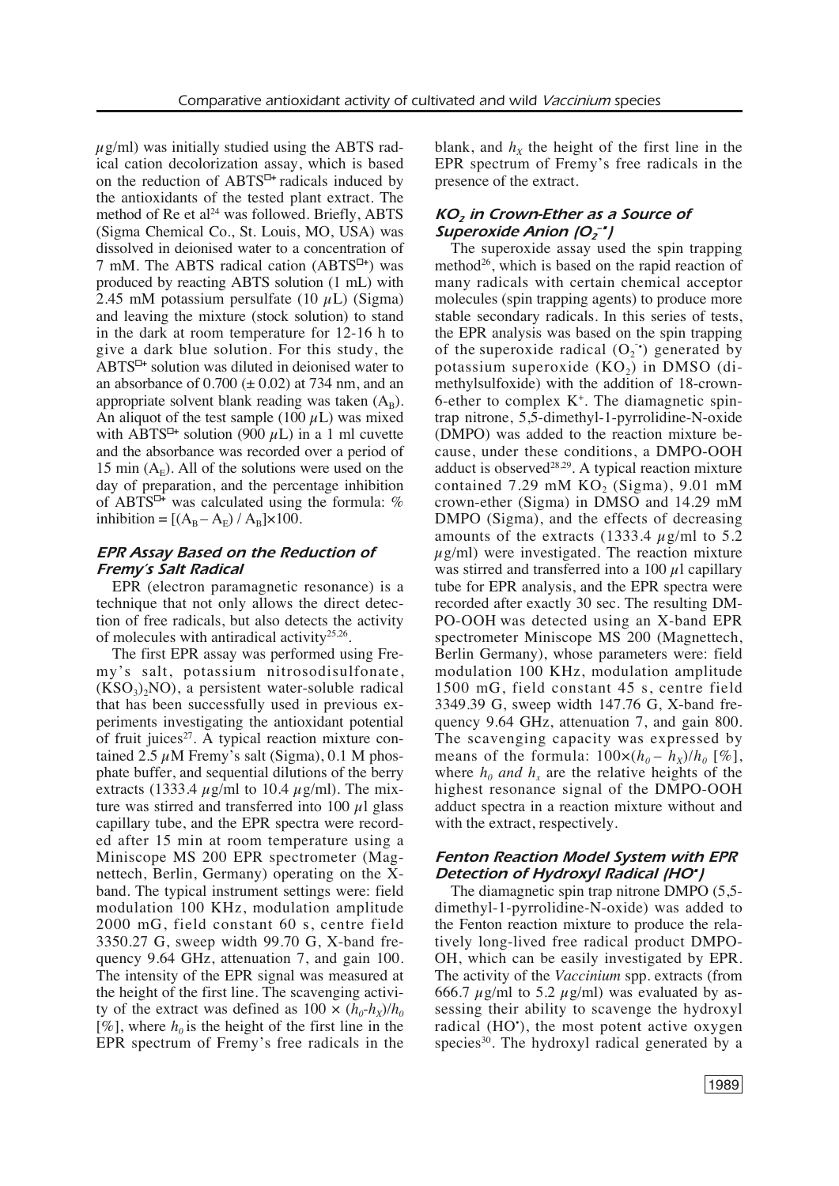$\mu$g/ml) was initially studied using the ABTS radical cation decolorization assay, which is based on the reduction of $ABTS^{\bullet+}$ radicals induced by the antioxidants of the tested plant extract. The method of Re et al[24] was followed. Briefly, ABTS (Sigma Chemical Co., St. Louis, MO, USA) was dissolved in deionised water to a concentration of 7 mM. The ABTS radical cation ($ABTS^{\bullet+}$) was produced by reacting ABTS solution (1 mL) with 2.45 mM potassium persulfate (10 $\mu$L) (Sigma) and leaving the mixture (stock solution) to stand in the dark at room temperature for 12-16 h to give a dark blue solution. For this study, the $ABTS^{\bullet+}$ solution was diluted in deionised water to an absorbance of 0.700 ($\pm$ 0.02) at 734 nm, and an appropriate solvent blank reading was taken ($A_B$). An aliquot of the test sample (100 $\mu$L) was mixed with $ABTS^{\bullet+}$ solution (900 $\mu$L) in a 1 ml cuvette and the absorbance was recorded over a period of 15 min ($A_E$). All of the solutions were used on the day of preparation, and the percentage inhibition of $ABTS^{\bullet+}$ was calculated using the formula: % inhibition = $[(A_B - A_E) / A_B] \times 100$.

### *EPR Assay Based on the Reduction of Fremy's Salt Radical*

EPR (electron paramagnetic resonance) is a technique that not only allows the direct detection of free radicals, but also detects the activity of molecules with antiradical activity[25,26].

The first EPR assay was performed using Fremy's salt, potassium nitrosodisulfonate, $(KSO_3)_2NO$), a persistent water-soluble radical that has been successfully used in previous experiments investigating the antioxidant potential of fruit juices[27]. A typical reaction mixture contained 2.5 $\mu$M Fremy's salt (Sigma), 0.1 M phosphate buffer, and sequential dilutions of the berry extracts (1333.4 $\mu$g/ml to 10.4 $\mu$g/ml). The mixture was stirred and transferred into 100 $\mu$l glass capillary tube, and the EPR spectra were recorded after 15 min at room temperature using a Miniscope MS 200 EPR spectrometer (Magnettech, Berlin, Germany) operating on the X-band. The typical instrument settings were: field modulation 100 KHz, modulation amplitude 2000 mG, field constant 60 s, centre field 3350.27 G, sweep width 99.70 G, X-band frequency 9.64 GHz, attenuation 7, and gain 100. The intensity of the EPR signal was measured at the height of the first line. The scavenging activity of the extract was defined as $100 \times (h_0 - h_X)/h_0$ [%], where $h_0$ is the height of the first line in the EPR spectrum of Fremy's free radicals in the blank, and $h_X$ the height of the first line in the EPR spectrum of Fremy's free radicals in the presence of the extract.

### *$KO_2$ in Crown-Ether as a Source of Superoxide Anion ($O_2^{-\bullet}$)*

The superoxide assay used the spin trapping method[26], which is based on the rapid reaction of many radicals with certain chemical acceptor molecules (spin trapping agents) to produce more stable secondary radicals. In this series of tests, the EPR analysis was based on the spin trapping of the superoxide radical ($O_2^{-\bullet}$) generated by potassium superoxide ($KO_2$) in DMSO (dimethylsulfoxide) with the addition of 18-crown-6-ether to complex $K^+$. The diamagnetic spin-trap nitrone, 5,5-dimethyl-1-pyrrolidine-N-oxide (DMPO) was added to the reaction mixture because, under these conditions, a DMPO-OOH adduct is observed[28,29]. A typical reaction mixture contained 7.29 mM $KO_2$ (Sigma), 9.01 mM crown-ether (Sigma) in DMSO and 14.29 mM DMPO (Sigma), and the effects of decreasing amounts of the extracts (1333.4 $\mu$g/ml to 5.2 $\mu$g/ml) were investigated. The reaction mixture was stirred and transferred into a 100 $\mu$l capillary tube for EPR analysis, and the EPR spectra were recorded after exactly 30 sec. The resulting DMPO-OOH was detected using an X-band EPR spectrometer Miniscope MS 200 (Magnettech, Berlin Germany), whose parameters were: field modulation 100 KHz, modulation amplitude 1500 mG, field constant 45 s, centre field 3349.39 G, sweep width 147.76 G, X-band frequency 9.64 GHz, attenuation 7, and gain 800. The scavenging capacity was expressed by means of the formula: $100 \times (h_0 - h_X)/h_0$ [%], where $h_0$ and $h_x$ are the relative heights of the highest resonance signal of the DMPO-OOH adduct spectra in a reaction mixture without and with the extract, respectively.

### *Fenton Reaction Model System with EPR Detection of Hydroxyl Radical ($HO^{\bullet}$)*

The diamagnetic spin trap nitrone DMPO (5,5-dimethyl-1-pyrrolidine-N-oxide) was added to the Fenton reaction mixture to produce the relatively long-lived free radical product DMPO-OH, which can be easily investigated by EPR. The activity of the *Vaccinium* spp. extracts (from 666.7 $\mu$g/ml to 5.2 $\mu$g/ml) was evaluated by assessing their ability to scavenge the hydroxyl radical ($HO^{\bullet}$), the most potent active oxygen species[30]. The hydroxyl radical generated by a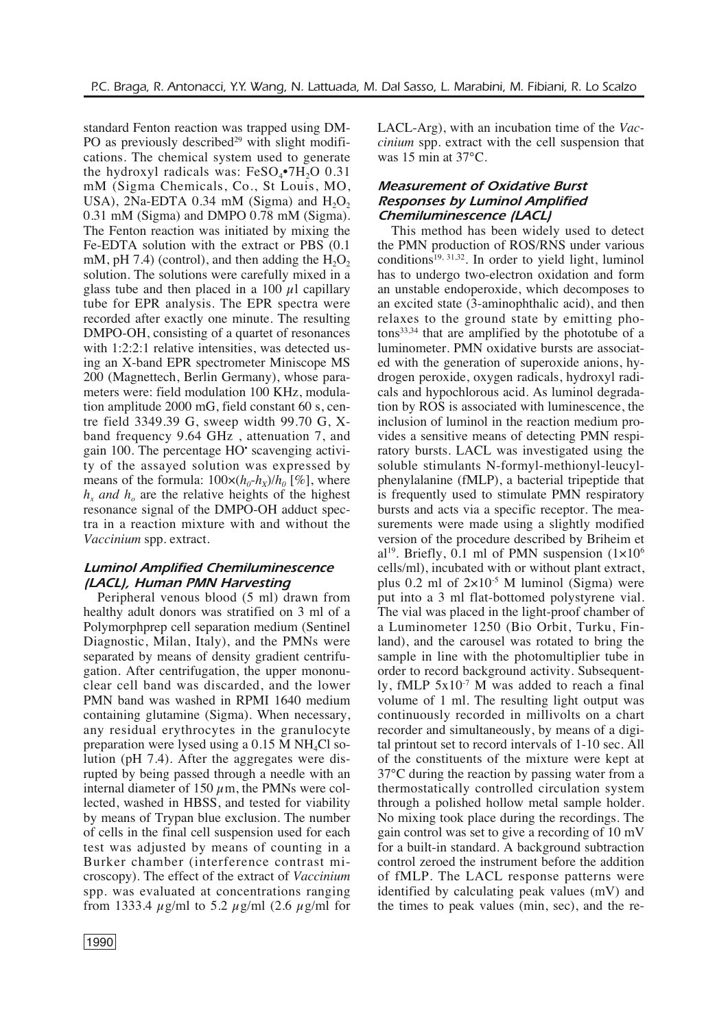standard Fenton reaction was trapped using DMPO as previously described[29] with slight modifications. The chemical system used to generate the hydroxyl radicals was: $FeSO_4 \bullet 7H_2O$ 0.31 mM (Sigma Chemicals, Co., St Louis, MO, USA), 2Na-EDTA 0.34 mM (Sigma) and $H_2O_2$ 0.31 mM (Sigma) and DMPO 0.78 mM (Sigma). The Fenton reaction was initiated by mixing the Fe-EDTA solution with the extract or PBS (0.1 mM, pH 7.4) (control), and then adding the $H_2O_2$ solution. The solutions were carefully mixed in a glass tube and then placed in a 100 $\mu$l capillary tube for EPR analysis. The EPR spectra were recorded after exactly one minute. The resulting DMPO-OH, consisting of a quartet of resonances with 1:2:2:1 relative intensities, was detected using an X-band EPR spectrometer Miniscope MS 200 (Magnettech, Berlin Germany), whose parameters were: field modulation 100 KHz, modulation amplitude 2000 mG, field constant 60 s, centre field 3349.39 G, sweep width 99.70 G, X-band frequency 9.64 GHz , attenuation 7, and gain 100. The percentage $HO^{\bullet}$ scavenging activity of the assayed solution was expressed by means of the formula: $100 \times (h_0 - h_X)/h_0$ [%], where $h_x$ and $h_o$ are the relative heights of the highest resonance signal of the DMPO-OH adduct spectra in a reaction mixture with and without the *Vaccinium* spp. extract.

### *Luminol Amplified Chemiluminescence (LACL), Human PMN Harvesting*

Peripheral venous blood (5 ml) drawn from healthy adult donors was stratified on 3 ml of a Polymorphprep cell separation medium (Sentinel Diagnostic, Milan, Italy), and the PMNs were separated by means of density gradient centrifugation. After centrifugation, the upper mononuclear cell band was discarded, and the lower PMN band was washed in RPMI 1640 medium containing glutamine (Sigma). When necessary, any residual erythrocytes in the granulocyte preparation were lysed using a 0.15 M $NH_4Cl$ solution (pH 7.4). After the aggregates were disrupted by being passed through a needle with an internal diameter of 150 $\mu$m, the PMNs were collected, washed in HBSS, and tested for viability by means of Trypan blue exclusion. The number of cells in the final cell suspension used for each test was adjusted by means of counting in a Burker chamber (interference contrast microscopy). The effect of the extract of *Vaccinium* spp. was evaluated at concentrations ranging from 1333.4 $\mu$g/ml to 5.2 $\mu$g/ml (2.6 $\mu$g/ml for LACL-Arg), with an incubation time of the *Vaccinium* spp. extract with the cell suspension that was 15 min at 37°C.

### *Measurement of Oxidative Burst Responses by Luminol Amplified Chemiluminescence (LACL)*

This method has been widely used to detect the PMN production of ROS/RNS under various conditions[19, 31,32]. In order to yield light, luminol has to undergo two-electron oxidation and form an unstable endoperoxide, which decomposes to an excited state (3-aminophthalic acid), and then relaxes to the ground state by emitting photons[33,34] that are amplified by the phototube of a luminometer. PMN oxidative bursts are associated with the generation of superoxide anions, hydrogen peroxide, oxygen radicals, hydroxyl radicals and hypochlorous acid. As luminol degradation by ROS is associated with luminescence, the inclusion of luminol in the reaction medium provides a sensitive means of detecting PMN respiratory bursts. LACL was investigated using the soluble stimulants N-formyl-methionyl-leucyl-phenylalanine (fMLP), a bacterial tripeptide that is frequently used to stimulate PMN respiratory bursts and acts via a specific receptor. The measurements were made using a slightly modified version of the procedure described by Briheim et al[19]. Briefly, 0.1 ml of PMN suspension ($1 \times 10^6$ cells/ml), incubated with or without plant extract, plus 0.2 ml of $2 \times 10^{-5}$ M luminol (Sigma) were put into a 3 ml flat-bottomed polystyrene vial. The vial was placed in the light-proof chamber of a Luminometer 1250 (Bio Orbit, Turku, Finland), and the carousel was rotated to bring the sample in line with the photomultiplier tube in order to record background activity. Subsequently, fMLP $5 \times 10^{-7}$ M was added to reach a final volume of 1 ml. The resulting light output was continuously recorded in millivolts on a chart recorder and simultaneously, by means of a digital printout set to record intervals of 1-10 sec. All of the constituents of the mixture were kept at 37°C during the reaction by passing water from a thermostatically controlled circulation system through a polished hollow metal sample holder. No mixing took place during the recordings. The gain control was set to give a recording of 10 mV for a built-in standard. A background subtraction control zeroed the instrument before the addition of fMLP. The LACL response patterns were identified by calculating peak values (mV) and the times to peak values (min, sec), and the re-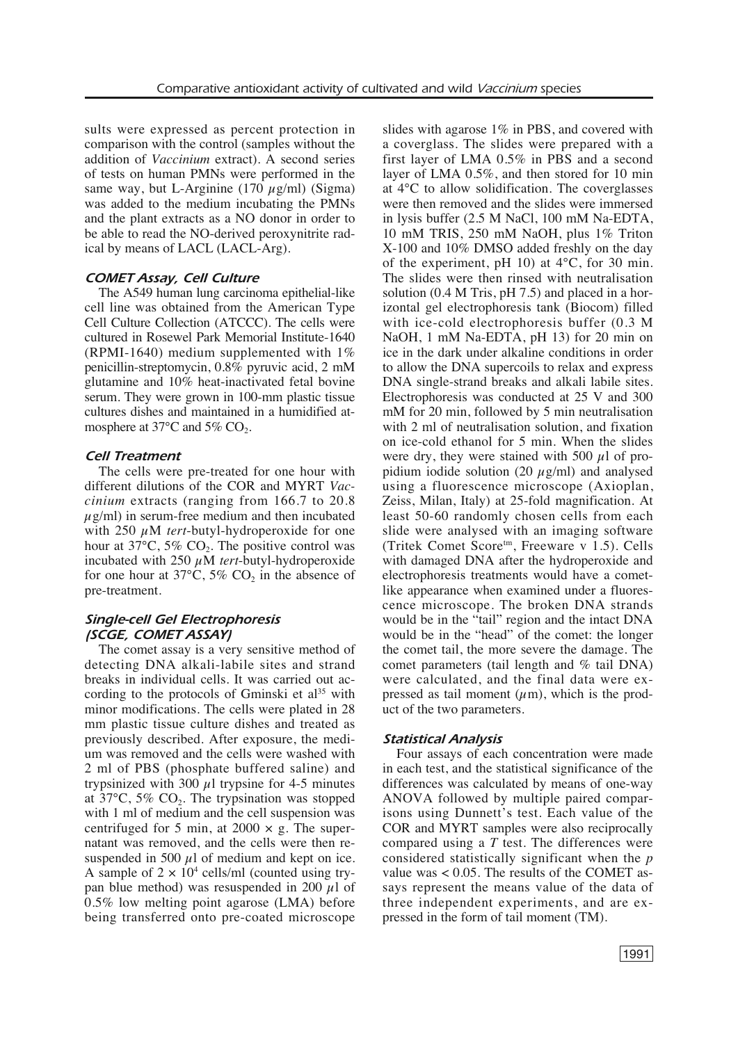sults were expressed as percent protection in comparison with the control (samples without the addition of *Vaccinium* extract). A second series of tests on human PMNs were performed in the same way, but L-Arginine (170 $\mu$g/ml) (Sigma) was added to the medium incubating the PMNs and the plant extracts as a NO donor in order to be able to read the NO-derived peroxynitrite radical by means of LACL (LACL-Arg).

### *COMET Assay, Cell Culture*

The A549 human lung carcinoma epithelial-like cell line was obtained from the American Type Cell Culture Collection (ATCCC). The cells were cultured in Rosewel Park Memorial Institute-1640 (RPMI-1640) medium supplemented with 1% penicillin-streptomycin, 0.8% pyruvic acid, 2 mM glutamine and 10% heat-inactivated fetal bovine serum. They were grown in 100-mm plastic tissue cultures dishes and maintained in a humidified atmosphere at 37°C and 5% $CO_2$.

### *Cell Treatment*

The cells were pre-treated for one hour with different dilutions of the COR and MYRT *Vaccinium* extracts (ranging from 166.7 to 20.8 $\mu$g/ml) in serum-free medium and then incubated with 250 $\mu$M *tert*-butyl-hydroperoxide for one hour at 37°C, 5% $CO_2$. The positive control was incubated with 250 $\mu$M *tert*-butyl-hydroperoxide for one hour at 37°C, 5% $CO_2$ in the absence of pre-treatment.

### *Single-cell Gel Electrophoresis (SCGE, COMET ASSAY)*

The comet assay is a very sensitive method of detecting DNA alkali-labile sites and strand breaks in individual cells. It was carried out according to the protocols of Gminski et al[35] with minor modifications. The cells were plated in 28 mm plastic tissue culture dishes and treated as previously described. After exposure, the medium was removed and the cells were washed with 2 ml of PBS (phosphate buffered saline) and trypsinized with 300 $\mu$l trypsine for 4-5 minutes at 37°C, 5% $CO_2$. The trypsination was stopped with 1 ml of medium and the cell suspension was centrifuged for 5 min, at 2000 × g. The supernatant was removed, and the cells were then resuspended in 500 $\mu$l of medium and kept on ice. A sample of $2 \times 10^4$ cells/ml (counted using trypan blue method) was resuspended in 200 $\mu$l of 0.5% low melting point agarose (LMA) before being transferred onto pre-coated microscope slides with agarose 1% in PBS, and covered with a coverglass. The slides were prepared with a first layer of LMA 0.5% in PBS and a second layer of LMA 0.5%, and then stored for 10 min at 4°C to allow solidification. The coverglasses were then removed and the slides were immersed in lysis buffer (2.5 M NaCl, 100 mM Na-EDTA, 10 mM TRIS, 250 mM NaOH, plus 1% Triton X-100 and 10% DMSO added freshly on the day of the experiment, pH 10) at 4°C, for 30 min. The slides were then rinsed with neutralisation solution (0.4 M Tris, pH 7.5) and placed in a horizontal gel electrophoresis tank (Biocom) filled with ice-cold electrophoresis buffer (0.3 M NaOH, 1 mM Na-EDTA, pH 13) for 20 min on ice in the dark under alkaline conditions in order to allow the DNA supercoils to relax and express DNA single-strand breaks and alkali labile sites. Electrophoresis was conducted at 25 V and 300 mM for 20 min, followed by 5 min neutralisation with 2 ml of neutralisation solution, and fixation on ice-cold ethanol for 5 min. When the slides were dry, they were stained with 500 $\mu$l of propidium iodide solution (20 $\mu$g/ml) and analysed using a fluorescence microscope (Axioplan, Zeiss, Milan, Italy) at 25-fold magnification. At least 50-60 randomly chosen cells from each slide were analysed with an imaging software (Tritek Comet Score[tm], Freeware v 1.5). Cells with damaged DNA after the hydroperoxide and electrophoresis treatments would have a comet-like appearance when examined under a fluorescence microscope. The broken DNA strands would be in the "tail" region and the intact DNA would be in the "head" of the comet: the longer the comet tail, the more severe the damage. The comet parameters (tail length and % tail DNA) were calculated, and the final data were expressed as tail moment ($\mu$m), which is the product of the two parameters.

### *Statistical Analysis*

Four assays of each concentration were made in each test, and the statistical significance of the differences was calculated by means of one-way ANOVA followed by multiple paired comparisons using Dunnett's test. Each value of the COR and MYRT samples were also reciprocally compared using a *T* test. The differences were considered statistically significant when the $p$ value was $< 0.05$. The results of the COMET assays represent the means value of the data of three independent experiments, and are expressed in the form of tail moment (TM).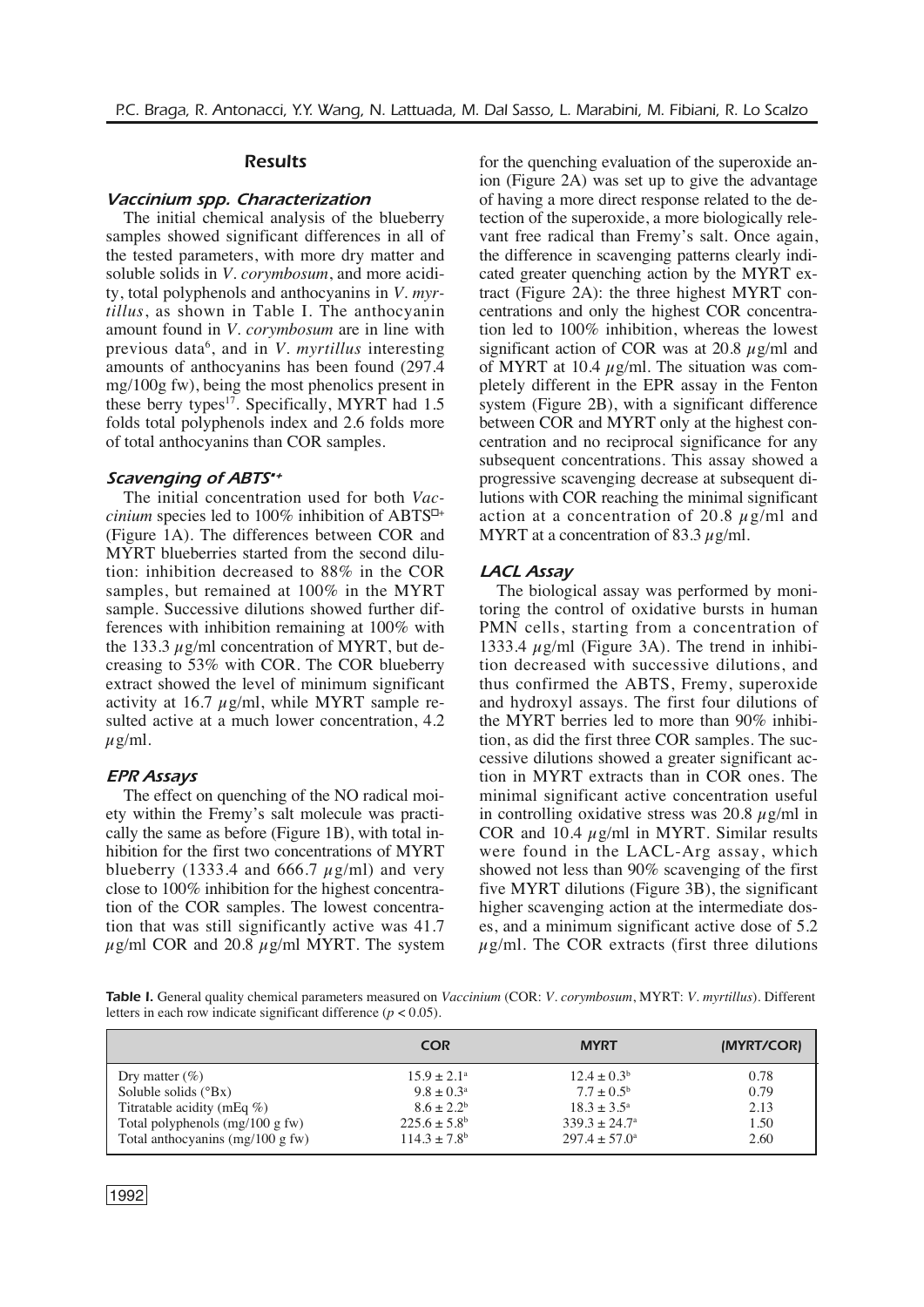## Results

### *Vaccinium spp.* Characterization

The initial chemical analysis of the blueberry samples showed significant differences in all of the tested parameters, with more dry matter and soluble solids in *V. corymbosum*, and more acidity, total polyphenols and anthocyanins in *V. myrtillus*, as shown in Table I. The anthocyanin amount found in *V. corymbosum* are in line with previous data[6], and in *V. myrtillus* interesting amounts of anthocyanins has been found (297.4 mg/100g fw), being the most phenolics present in these berry types[17]. Specifically, MYRT had 1.5 folds total polyphenols index and 2.6 folds more of total anthocyanins than COR samples.

### Scavenging of $ABTS^{\bullet+}$

The initial concentration used for both *Vaccinium* species led to 100% inhibition of $ABTS^{\bullet+}$ (Figure 1A). The differences between COR and MYRT blueberries started from the second dilution: inhibition decreased to 88% in the COR samples, but remained at 100% in the MYRT sample. Successive dilutions showed further differences with inhibition remaining at 100% with the 133.3 μg/ml concentration of MYRT, but decreasing to 53% with COR. The COR blueberry extract showed the level of minimum significant activity at 16.7 μg/ml, while MYRT sample resulted active at a much lower concentration, 4.2 μg/ml.

### EPR Assays

The effect on quenching of the NO radical moiety within the Fremy's salt molecule was practically the same as before (Figure 1B), with total inhibition for the first two concentrations of MYRT blueberry (1333.4 and 666.7 μg/ml) and very close to 100% inhibition for the highest concentration of the COR samples. The lowest concentration that was still significantly active was 41.7 μg/ml COR and 20.8 μg/ml MYRT. The system for the quenching evaluation of the superoxide anion (Figure 2A) was set up to give the advantage of having a more direct response related to the detection of the superoxide, a more biologically relevant free radical than Fremy's salt. Once again, the difference in scavenging patterns clearly indicated greater quenching action by the MYRT extract (Figure 2A): the three highest MYRT concentrations and only the highest COR concentration led to 100% inhibition, whereas the lowest significant action of COR was at 20.8 μg/ml and of MYRT at 10.4 μg/ml. The situation was completely different in the EPR assay in the Fenton system (Figure 2B), with a significant difference between COR and MYRT only at the highest concentration and no reciprocal significance for any subsequent concentrations. This assay showed a progressive scavenging decrease at subsequent dilutions with COR reaching the minimal significant action at a concentration of 20.8 μg/ml and MYRT at a concentration of 83.3 μg/ml.

### LACL Assay

The biological assay was performed by monitoring the control of oxidative bursts in human PMN cells, starting from a concentration of 1333.4 μg/ml (Figure 3A). The trend in inhibition decreased with successive dilutions, and thus confirmed the ABTS, Fremy, superoxide and hydroxyl assays. The first four dilutions of the MYRT berries led to more than 90% inhibition, as did the first three COR samples. The successive dilutions showed a greater significant action in MYRT extracts than in COR ones. The minimal significant active concentration useful in controlling oxidative stress was 20.8 μg/ml in COR and 10.4 μg/ml in MYRT. Similar results were found in the LACL-Arg assay, which showed not less than 90% scavenging of the first five MYRT dilutions (Figure 3B), the significant higher scavenging action at the intermediate doses, and a minimum significant active dose of 5.2 μg/ml. The COR extracts (first three dilutions

**Table I.** General quality chemical parameters measured on *Vaccinium* (COR: *V. corymbosum*, MYRT: *V. myrtillus*). Different letters in each row indicate significant difference ($p < 0.05$).

| | COR | MYRT | (MYRT/COR) |
|---|---|---|---|
| Dry matter (%) | $15.9 \pm 2.1^a$ | $12.4 \pm 0.3^b$ | 0.78 |
| Soluble solids (°Bx) | $9.8 \pm 0.3^a$ | $7.7 \pm 0.5^b$ | 0.79 |
| Titratable acidity (mEq %) | $8.6 \pm 2.2^b$ | $18.3 \pm 3.5^a$ | 2.13 |
| Total polyphenols (mg/100 g fw) | $225.6 \pm 5.8^b$ | $339.3 \pm 24.7^a$ | 1.50 |
| Total anthocyanins (mg/100 g fw) | $114.3 \pm 7.8^b$ | $297.4 \pm 57.0^a$ | 2.60 |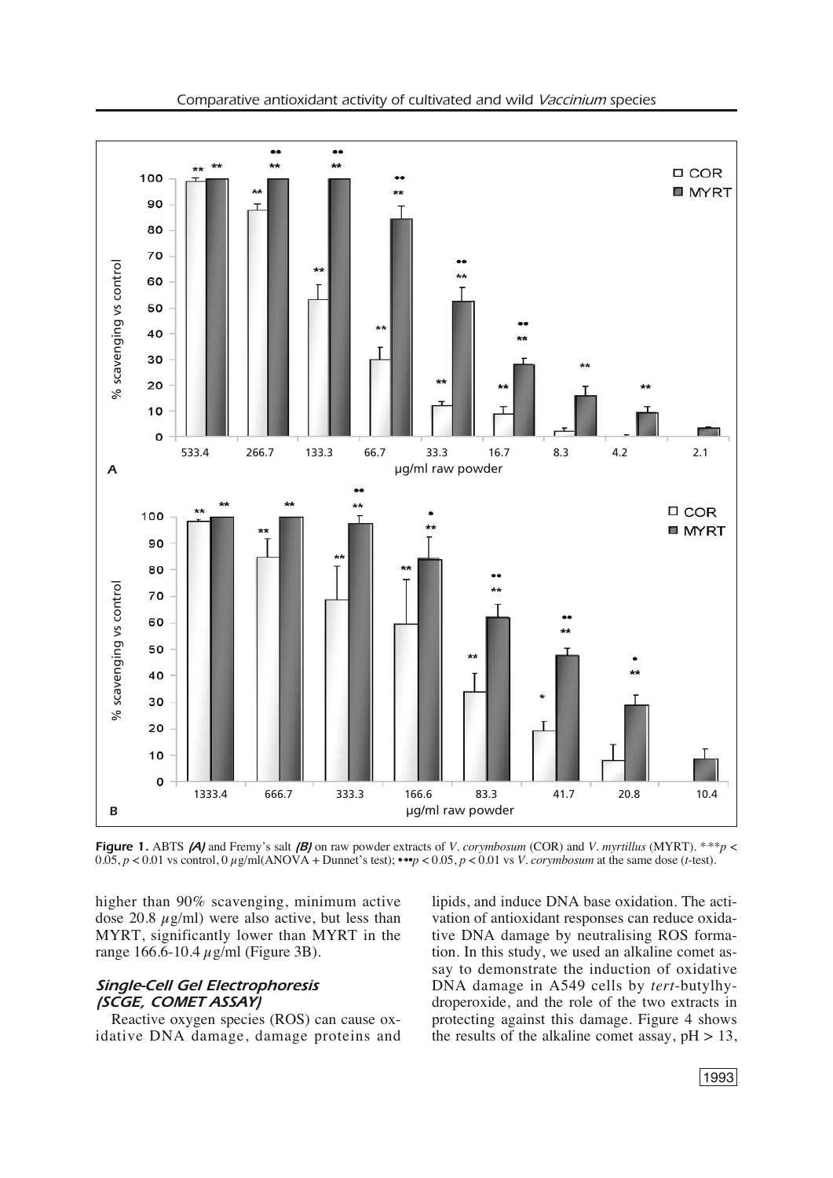Figure 1. ABTS *(A)* and Fremy's salt *(B)* on raw powder extracts of *V. corymbosum* (COR) and *V. myrtillus* (MYRT). *,** $p < 0.05$, $p < 0.01$ vs control, 0 $\mu$g/ml(ANOVA + Dunnet's test); •,•• $p < 0.05$, $p < 0.01$ vs *V. corymbosum* at the same dose (*t*-test).

higher than 90% scavenging, minimum active dose 20.8 $\mu$g/ml) were also active, but less than MYRT, significantly lower than MYRT in the range 166.6-10.4 $\mu$g/ml (Figure 3B).

### *Single-Cell Gel Electrophoresis (SCGE, COMET ASSAY)*

Reactive oxygen species (ROS) can cause oxidative DNA damage, damage proteins and lipids, and induce DNA base oxidation. The activation of antioxidant responses can reduce oxidative DNA damage by neutralising ROS formation. In this study, we used an alkaline comet assay to demonstrate the induction of oxidative DNA damage in A549 cells by *tert*-butylhydroperoxide, and the role of the two extracts in protecting against this damage. Figure 4 shows the results of the alkaline comet assay, pH > 13,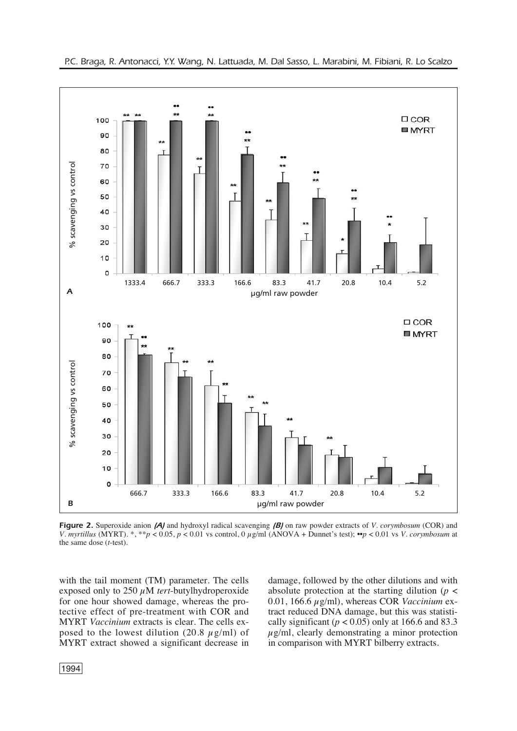**Figure 2.** Superoxide anion *(A)* and hydroxyl radical scavenging *(B)* on raw powder extracts of *V. corymbosum* (COR) and *V. myrtillus* (MYRT). *, **$p < 0.05$, $p < 0.01$ vs control, 0 $\mu$g/ml (ANOVA + Dunnet's test); ••$p < 0.01$ vs *V. corymbosum* at the same dose (*t*-test).

with the tail moment (TM) parameter. The cells exposed only to 250 $\mu$M *tert*-butylhydroperoxide for one hour showed damage, whereas the protective effect of pre-treatment with COR and MYRT *Vaccinium* extracts is clear. The cells exposed to the lowest dilution (20.8 $\mu$g/ml) of MYRT extract showed a significant decrease in damage, followed by the other dilutions and with absolute protection at the starting dilution ($p <$ 0.01, 166.6 $\mu$g/ml), whereas COR *Vaccinium* extract reduced DNA damage, but this was statistically significant ($p < 0.05$) only at 166.6 and 83.3 $\mu$g/ml, clearly demonstrating a minor protection in comparison with MYRT bilberry extracts.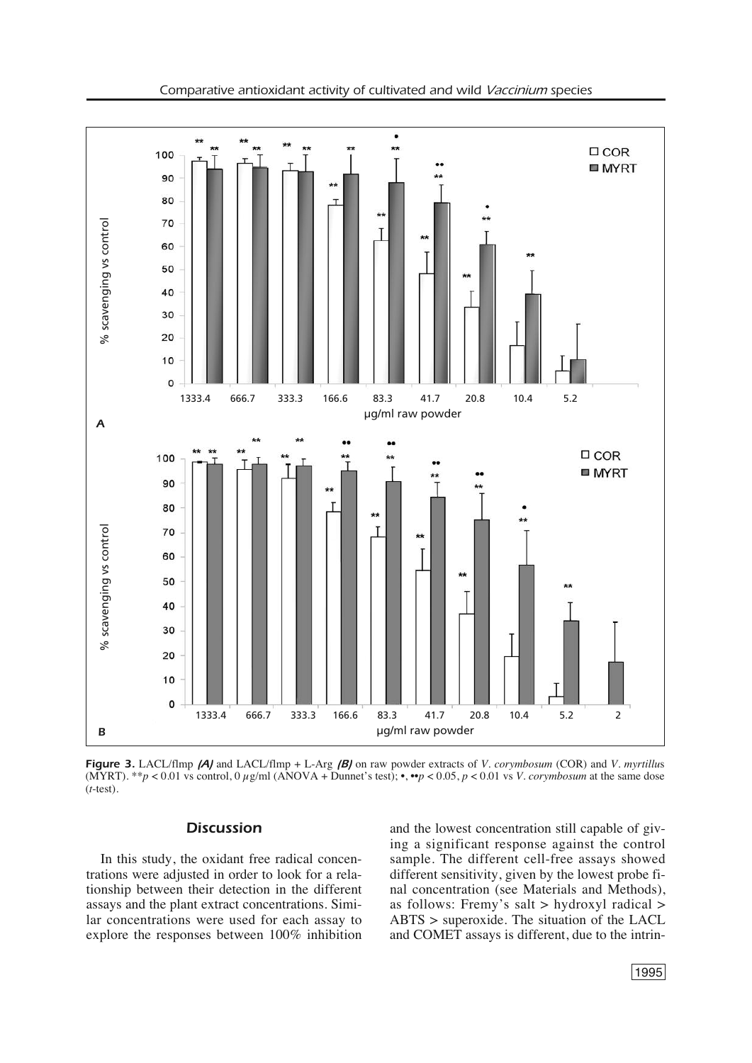**Figure 3.** LACL/flmp *(A)* and LACL/flmp + L-Arg *(B)* on raw powder extracts of *V. corymbosum* (COR) and *V. myrtillus* (MYRT). $^{**}p < 0.01$ vs control, 0 $\mu$g/ml (ANOVA + Dunnet's test); •, ••$p < 0.05$, $p < 0.01$ vs *V. corymbosum* at the same dose (*t*-test).

## Discussion

In this study, the oxidant free radical concentrations were adjusted in order to look for a relationship between their detection in the different assays and the plant extract concentrations. Similar concentrations were used for each assay to explore the responses between 100% inhibition and the lowest concentration still capable of giving a significant response against the control sample. The different cell-free assays showed different sensitivity, given by the lowest probe final concentration (see Materials and Methods), as follows: Fremy's salt > hydroxyl radical > ABTS > superoxide. The situation of the LACL and COMET assays is different, due to the intrin-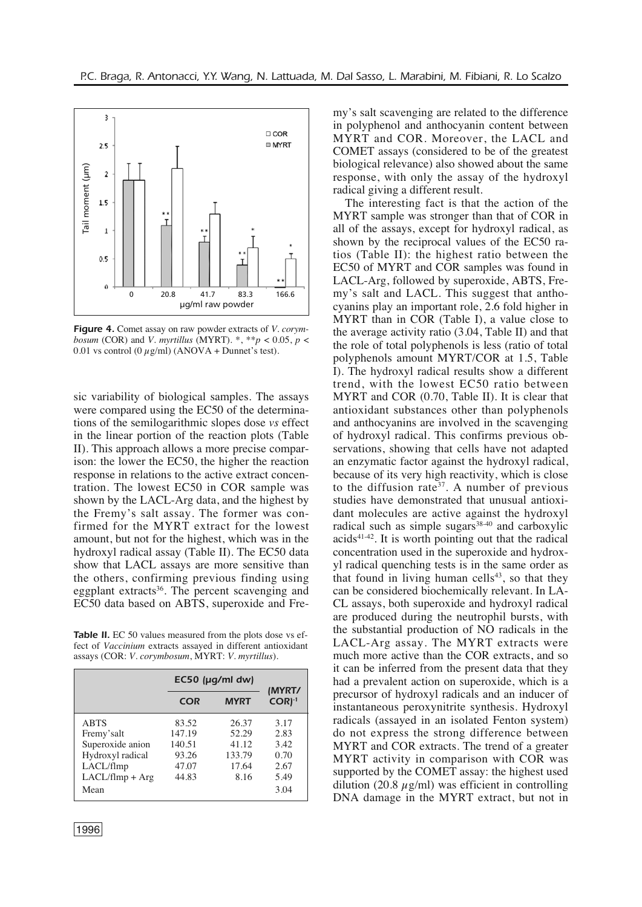**Figure 4.** Comet assay on raw powder extracts of *V. corymbosum* (COR) and *V. myrtillus* (MYRT). *, ** $p < 0.05$, $p < 0.01$ vs control (0 $\mu$g/ml) (ANOVA + Dunnet's test).

sic variability of biological samples. The assays were compared using the EC50 of the determinations of the semilogarithmic slopes dose *vs* effect in the linear portion of the reaction plots (Table II). This approach allows a more precise comparison: the lower the EC50, the higher the reaction response in relations to the active extract concentration. The lowest EC50 in COR sample was shown by the LACL-Arg data, and the highest by the Fremy's salt assay. The former was confirmed for the MYRT extract for the lowest amount, but not for the highest, which was in the hydroxyl radical assay (Table II). The EC50 data show that LACL assays are more sensitive than the others, confirming previous finding using eggplant extracts[36]. The percent scavenging and EC50 data based on ABTS, superoxide and Fremy's salt scavenging are related to the difference in polyphenol and anthocyanin content between MYRT and COR. Moreover, the LACL and COMET assays (considered to be of the greatest biological relevance) also showed about the same response, with only the assay of the hydroxyl radical giving a different result.

**Table II.** EC 50 values measured from the plots dose vs effect of *Vaccinium* extracts assayed in different antioxidant assays (COR: *V. corymbosum*, MYRT: *V. myrtillus*).

| | EC50 (µg/ml dw) | | (MYRT/COR)$^{-1}$ |
|---|---|---|---|
| | COR | MYRT | |
| ABTS | 83.52 | 26.37 | 3.17 |
| Fremy'salt | 147.19 | 52.29 | 2.83 |
| Superoxide anion | 140.51 | 41.12 | 3.42 |
| Hydroxyl radical | 93.26 | 133.79 | 0.70 |
| LACL/flmp | 47.07 | 17.64 | 2.67 |
| LACL/flmp + Arg | 44.83 | 8.16 | 5.49 |
| Mean | | | 3.04 |

The interesting fact is that the action of the MYRT sample was stronger than that of COR in all of the assays, except for hydroxyl radical, as shown by the reciprocal values of the EC50 ratios (Table II): the highest ratio between the EC50 of MYRT and COR samples was found in LACL-Arg, followed by superoxide, ABTS, Fremy's salt and LACL. This suggest that anthocyanins play an important role, 2.6 fold higher in MYRT than in COR (Table I), a value close to the average activity ratio (3.04, Table II) and that the role of total polyphenols is less (ratio of total polyphenols amount MYRT/COR at 1.5, Table I). The hydroxyl radical results show a different trend, with the lowest EC50 ratio between MYRT and COR (0.70, Table II). It is clear that antioxidant substances other than polyphenols and anthocyanins are involved in the scavenging of hydroxyl radical. This confirms previous observations, showing that cells have not adapted an enzymatic factor against the hydroxyl radical, because of its very high reactivity, which is close to the diffusion rate[37]. A number of previous studies have demonstrated that unusual antioxidant molecules are active against the hydroxyl radical such as simple sugars[38-40] and carboxylic acids[41-42]. It is worth pointing out that the radical concentration used in the superoxide and hydroxyl radical quenching tests is in the same order as that found in living human cells[43], so that they can be considered biochemically relevant. In LACL assays, both superoxide and hydroxyl radical are produced during the neutrophil bursts, with the substantial production of NO radicals in the LACL-Arg assay. The MYRT extracts were much more active than the COR extracts, and so it can be inferred from the present data that they had a prevalent action on superoxide, which is a precursor of hydroxyl radicals and an inducer of instantaneous peroxynitrite synthesis. Hydroxyl radicals (assayed in an isolated Fenton system) do not express the strong difference between MYRT and COR extracts. The trend of a greater MYRT activity in comparison with COR was supported by the COMET assay: the highest used dilution (20.8 $\mu$g/ml) was efficient in controlling DNA damage in the MYRT extract, but not in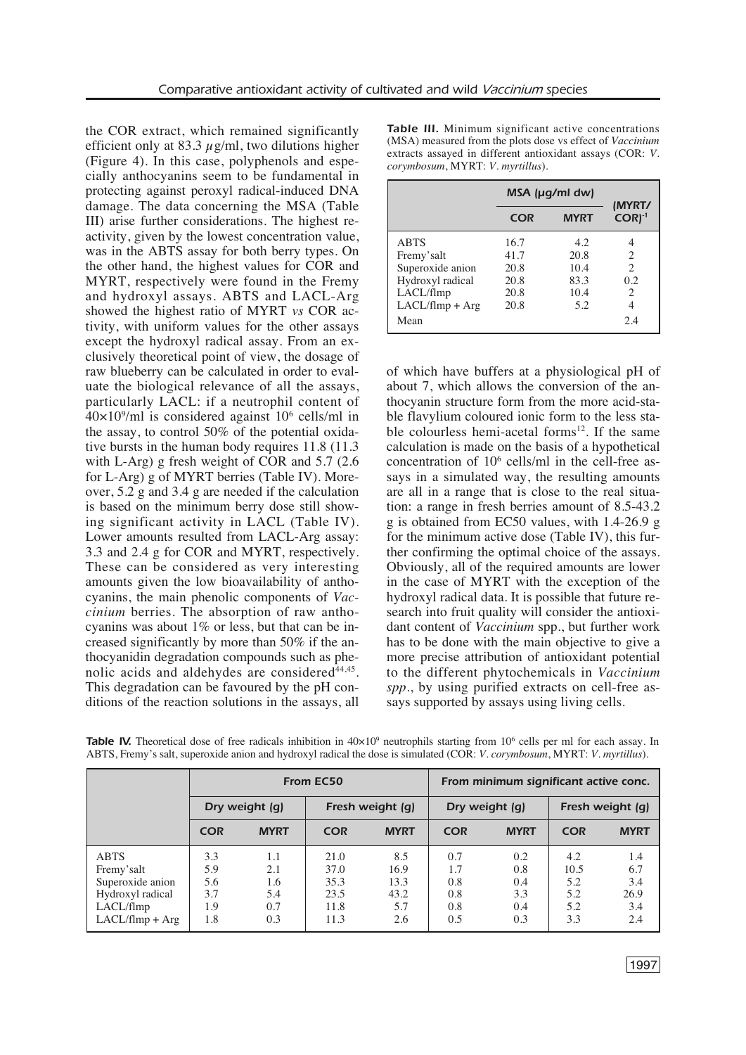the COR extract, which remained significantly efficient only at 83.3 $\mu$g/ml, two dilutions higher (Figure 4). In this case, polyphenols and especially anthocyanins seem to be fundamental in protecting against peroxyl radical-induced DNA damage. The data concerning the MSA (Table III) arise further considerations. The highest reactivity, given by the lowest concentration value, was in the ABTS assay for both berry types. On the other hand, the highest values for COR and MYRT, respectively were found in the Fremy and hydroxyl assays. ABTS and LACL-Arg showed the highest ratio of MYRT *vs* COR activity, with uniform values for the other assays except the hydroxyl radical assay. From an exclusively theoretical point of view, the dosage of raw blueberry can be calculated in order to evaluate the biological relevance of all the assays, particularly LACL: if a neutrophil content of $40\times10^9$/ml is considered against $10^6$ cells/ml in the assay, to control 50% of the potential oxidative bursts in the human body requires 11.8 (11.3 with L-Arg) g fresh weight of COR and 5.7 (2.6 for L-Arg) g of MYRT berries (Table IV). Moreover, 5.2 g and 3.4 g are needed if the calculation is based on the minimum berry dose still showing significant activity in LACL (Table IV). Lower amounts resulted from LACL-Arg assay: 3.3 and 2.4 g for COR and MYRT, respectively. These can be considered as very interesting amounts given the low bioavailability of anthocyanins, the main phenolic components of *Vaccinium* berries. The absorption of raw anthocyanins was about 1% or less, but that can be increased significantly by more than 50% if the anthocyanidin degradation compounds such as phenolic acids and aldehydes are considered[44,45]. This degradation can be favoured by the pH conditions of the reaction solutions in the assays, all of which have buffers at a physiological pH of about 7, which allows the conversion of the anthocyanin structure form from the more acid-stable flavylium coloured ionic form to the less stable colourless hemi-acetal forms[12]. If the same calculation is made on the basis of a hypothetical concentration of $10^6$ cells/ml in the cell-free assays in a simulated way, the resulting amounts are all in a range that is close to the real situation: a range in fresh berries amount of 8.5-43.2 g is obtained from EC50 values, with 1.4-26.9 g for the minimum active dose (Table IV), this further confirming the optimal choice of the assays. Obviously, all of the required amounts are lower in the case of MYRT with the exception of the hydroxyl radical data. It is possible that future research into fruit quality will consider the antioxidant content of *Vaccinium* spp., but further work has to be done with the main objective to give a more precise attribution of antioxidant potential to the different phytochemicals in *Vaccinium spp*., by using purified extracts on cell-free assays supported by assays using living cells.

**Table III.** Minimum significant active concentrations (MSA) measured from the plots dose vs effect of *Vaccinium* extracts assayed in different antioxidant assays (COR: *V. corymbosum*, MYRT: *V. myrtillus*).

| | MSA (µg/ml dw) | | (MYRT/COR)$^{-1}$ |
|---|---|---|---|
| | COR | MYRT | |
| ABTS | 16.7 | 4.2 | 4 |
| Fremy'salt | 41.7 | 20.8 | 2 |
| Superoxide anion | 20.8 | 10.4 | 2 |
| Hydroxyl radical | 20.8 | 83.3 | 0.2 |
| LACL/flmp | 20.8 | 10.4 | 2 |
| LACL/flmp + Arg | 20.8 | 5.2 | 4 |
| Mean | | | 2.4 |

**Table IV.** Theoretical dose of free radicals inhibition in $40\times10^9$ neutrophils starting from $10^6$ cells per ml for each assay. In ABTS, Fremy's salt, superoxide anion and hydroxyl radical the dose is simulated (COR: *V. corymbosum*, MYRT: *V. myrtillus*).

| | From EC50 | | | | From minimum significant active conc. | | | |
|---|---|---|---|---|---|---|---|---|
| | Dry weight (g) | | Fresh weight (g) | | Dry weight (g) | | Fresh weight (g) | |
| | COR | MYRT | COR | MYRT | COR | MYRT | COR | MYRT |
| ABTS | 3.3 | 1.1 | 21.0 | 8.5 | 0.7 | 0.2 | 4.2 | 1.4 |
| Fremy'salt | 5.9 | 2.1 | 37.0 | 16.9 | 1.7 | 0.8 | 10.5 | 6.7 |
| Superoxide anion | 5.6 | 1.6 | 35.3 | 13.3 | 0.8 | 0.4 | 5.2 | 3.4 |
| Hydroxyl radical | 3.7 | 5.4 | 23.5 | 43.2 | 0.8 | 3.3 | 5.2 | 26.9 |
| LACL/flmp | 1.9 | 0.7 | 11.8 | 5.7 | 0.8 | 0.4 | 5.2 | 3.4 |
| LACL/flmp + Arg | 1.8 | 0.3 | 11.3 | 2.6 | 0.5 | 0.3 | 3.3 | 2.4 |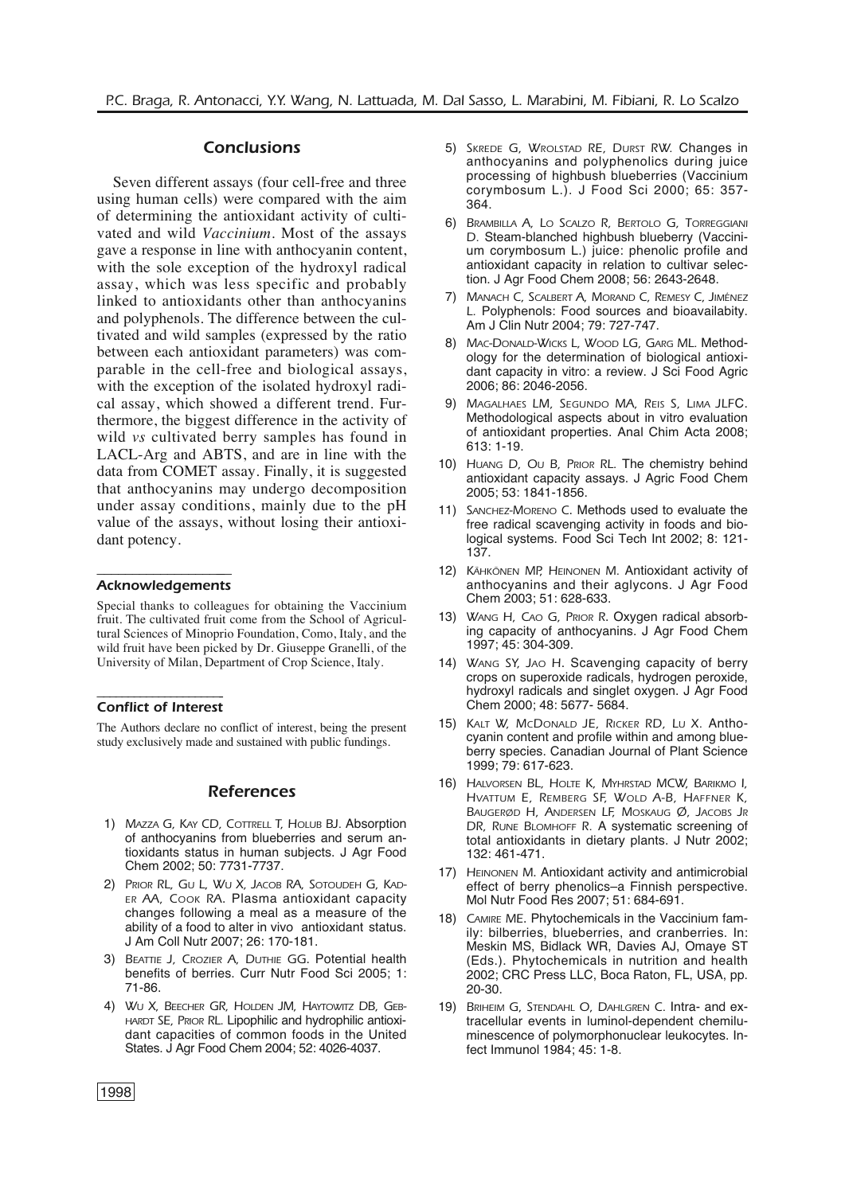## Conclusions

Seven different assays (four cell-free and three using human cells) were compared with the aim of determining the antioxidant activity of cultivated and wild *Vaccinium*. Most of the assays gave a response in line with anthocyanin content, with the sole exception of the hydroxyl radical assay, which was less specific and probably linked to antioxidants other than anthocyanins and polyphenols. The difference between the cultivated and wild samples (expressed by the ratio between each antioxidant parameters) was comparable in the cell-free and biological assays, with the exception of the isolated hydroxyl radical assay, which showed a different trend. Furthermore, the biggest difference in the activity of wild *vs* cultivated berry samples has found in LACL-Arg and ABTS, and are in line with the data from COMET assay. Finally, it is suggested that anthocyanins may undergo decomposition under assay conditions, mainly due to the pH value of the assays, without losing their antioxidant potency.

### Acknowledgements

Special thanks to colleagues for obtaining the Vaccinium fruit. The cultivated fruit come from the School of Agricultural Sciences of Minoprio Foundation, Como, Italy, and the wild fruit have been picked by Dr. Giuseppe Granelli, of the University of Milan, Department of Crop Science, Italy.

### Conflict of Interest

The Authors declare no conflict of interest, being the present study exclusively made and sustained with public fundings.

## References

1) Mazza G, Kay CD, Cottrell T, Holub BJ. Absorption of anthocyanins from blueberries and serum antioxidants status in human subjects. J Agr Food Chem 2002; 50: 7731-7737.
2) Prior RL, Gu L, Wu X, Jacob RA, Sotoudeh G, Kader AA, Cook RA. Plasma antioxidant capacity changes following a meal as a measure of the ability of a food to alter in vivo antioxidant status. J Am Coll Nutr 2007; 26: 170-181.
3) Beattie J, Crozier A, Duthie GG. Potential health benefits of berries. Curr Nutr Food Sci 2005; 1: 71-86.
4) Wu X, Beecher GR, Holden JM, Haytowitz DB, Gebhardt SE, Prior RL. Lipophilic and hydrophilic antioxidant capacities of common foods in the United States. J Agr Food Chem 2004; 52: 4026-4037.
5) Skrede G, Wrolstad RE, Durst RW. Changes in anthocyanins and polyphenolics during juice processing of highbush blueberries (Vaccinium corymbosum L.). J Food Sci 2000; 65: 357-364.
6) Brambilla A, Lo Scalzo R, Bertolo G, Torreggiani D. Steam-blanched highbush blueberry (Vaccinium corymbosum L.) juice: phenolic profile and antioxidant capacity in relation to cultivar selection. J Agr Food Chem 2008; 56: 2643-2648.
7) Manach C, Scalbert A, Morand C, Remesy C, Jiménez L. Polyphenols: Food sources and bioavailabity. Am J Clin Nutr 2004; 79: 727-747.
8) Mac-Donald-Wicks L, Wood LG, Garg ML. Methodology for the determination of biological antioxidant capacity in vitro: a review. J Sci Food Agric 2006; 86: 2046-2056.
9) Magalhaes LM, Segundo MA, Reis S, Lima JLFC. Methodological aspects about in vitro evaluation of antioxidant properties. Anal Chim Acta 2008; 613: 1-19.
10) Huang D, Ou B, Prior RL. The chemistry behind antioxidant capacity assays. J Agric Food Chem 2005; 53: 1841-1856.
11) Sanchez-Moreno C. Methods used to evaluate the free radical scavenging activity in foods and biological systems. Food Sci Tech Int 2002; 8: 121-137.
12) Kähkönen MP, Heinonen M. Antioxidant activity of anthocyanins and their aglycons. J Agr Food Chem 2003; 51: 628-633.
13) Wang H, Cao G, Prior R. Oxygen radical absorbing capacity of anthocyanins. J Agr Food Chem 1997; 45: 304-309.
14) Wang SY, Jao H. Scavenging capacity of berry crops on superoxide radicals, hydrogen peroxide, hydroxyl radicals and singlet oxygen. J Agr Food Chem 2000; 48: 5677- 5684.
15) Kalt W, McDonald JE, Ricker RD, Lu X. Anthocyanin content and profile within and among blueberry species. Canadian Journal of Plant Science 1999; 79: 617-623.
16) Halvorsen BL, Holte K, Myhrstad MCW, Barikmo I, Hvattum E, Remberg SF, Wold A-B, Haffner K, Baugerød H, Andersen LF, Moskaug Ø, Jacobs Jr DR, Rune Blomhoff R. A systematic screening of total antioxidants in dietary plants. J Nutr 2002; 132: 461-471.
17) Heinonen M. Antioxidant activity and antimicrobial effect of berry phenolics–a Finnish perspective. Mol Nutr Food Res 2007; 51: 684-691.
18) Camire ME. Phytochemicals in the Vaccinium family: bilberries, blueberries, and cranberries. In: Meskin MS, Bidlack WR, Davies AJ, Omaye ST (Eds.). Phytochemicals in nutrition and health 2002; CRC Press LLC, Boca Raton, FL, USA, pp. 20-30.
19) Briheim G, Stendahl O, Dahlgren C. Intra- and extracellular events in luminol-dependent chemiluminescence of polymorphonuclear leukocytes. Infect Immunol 1984; 45: 1-8.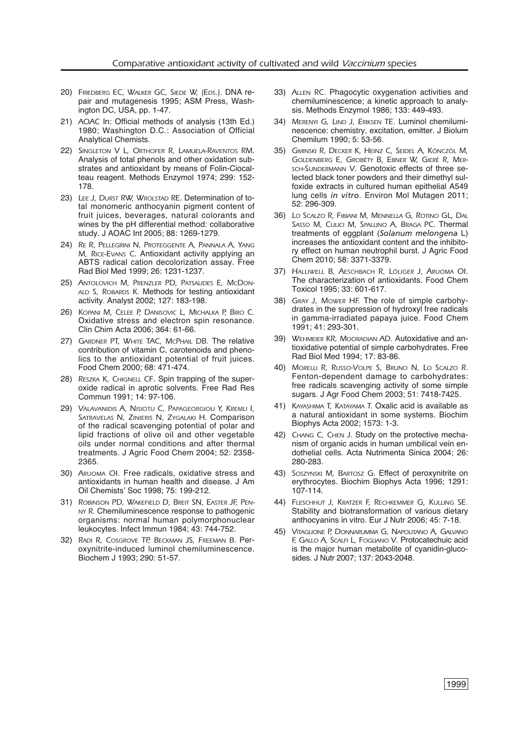20) FRIEDBERG EC, WALKER GC, SIEDE W, (EDS.). DNA repair and mutagenesis 1995; ASM Press, Washington DC, USA, pp. 1-47.

21) AOAC In: Official methods of analysis (13th Ed.) 1980; Washington D.C.: Association of Official Analytical Chemists.

22) SINGLETON V L, ORTHOFER R, LAMUELA-RAVENTOS RM. Analysis of total phenols and other oxidation substrates and antioxidant by means of Folin-Ciocalteau reagent. Methods Enzymol 1974; 299: 152-178.

23) LEE J, DURST RW, WROLSTAD RE. Determination of total monomeric anthocyanin pigment content of fruit juices, beverages, natural colorants and wines by the pH differential method: collaborative study. J AOAC Int 2005; 88: 1269-1279.

24) RE R, PELLEGRINI N, PROTEGGENTE A, PANNALA A, YANG M, RICE-EVANS C. Antioxidant activity applying an ABTS radical cation decolorization assay. Free Rad Biol Med 1999; 26: 1231-1237.

25) ANTOLOVICH M, PRENZLER PD, PATSALIDES E, MCDONALD S, ROBARDS K. Methods for testing antioxidant activity. Analyst 2002; 127: 183-198.

26) KOPANI M, CELEE P, DANISOVIC L, MICHALKA P, BIRO C. Oxidative stress and electron spin resonance. Clin Chim Acta 2006; 364: 61-66.

27) GARDNER PT, WHITE TAC, MCPHAIL DB. The relative contribution of vitamin C, carotenoids and phenolics to the antioxidant potential of fruit juices. Food Chem 2000; 68: 471-474.

28) RESZKA K, CHIGNELL CF. Spin trapping of the superoxide radical in aprotic solvents. Free Rad Res Commun 1991; 14: 97-106.

29) VALAVANIDIS A, NISIOTU C, PAPAGEORGIOU Y, KREMLI I, SATRAVELAS N, ZINIERIS N, ZYGALAKI H. Comparison of the radical scavenging potential of polar and lipid fractions of olive oil and other vegetable oils under normal conditions and after thermal treatments. J Agric Food Chem 2004; 52: 2358-2365.

30) ARUOMA OI. Free radicals, oxidative stress and antioxidants in human health and disease. J Am Oil Chemists' Soc 1998; 75: 199-212.

31) ROBINSON PD, WAKEFIELD D, BREIT SN, EASTER JF, PENNY R. Chemiluminescence response to pathogenic organisms: normal human polymorphonuclear leukocytes. Infect Immun 1984; 43: 744-752.

32) RADI R, COSGROVE TP, BECKMAN JS, FREEMAN B. Peroxynitrite-induced luminol chemiluminescence. Biochem J 1993; 290: 51-57.

33) ALLEN RC. Phagocytic oxygenation activities and chemiluminescence; a kinetic approach to analysis. Methods Enzymol 1986; 133: 449-493.

34) MERENYI G, LIND J, ERIKSEN TE. Luminol chemiluminescence: chemistry, excitation, emitter. J Biolum Chemilum 1990; 5: 53-56.

35) GMINSKI R, DECKER K, HEINZ C, SEIDEL A, KÖNCZÖL M, GOLDENBERG E, GROBÉTY B, EBNER W, GIERÉ R, MERSCH-SUNDERMANN V. Genotoxic effects of three selected black toner powders and their dimethyl sulfoxide extracts in cultured human epithelial A549 lung cells *in vitro*. Environ Mol Mutagen 2011; 52: 296-309.

36) LO SCALZO R, FIBIANI M, MENNELLA G, ROTINO GL, DAL SASSO M, CULICI M, SPALLINO A, BRAGA PC. Thermal treatments of eggplant (*Solanum melongena* L) increases the antioxidant content and the inhibitory effect on human neutrophil burst. J Agric Food Chem 2010; 58: 3371-3379.

37) HALLIWELL B, AESCHBACH R, LÖLIGER J, ARUOMA OI. The characterization of antioxidants. Food Chem Toxicol 1995; 33: 601-617.

38) GRAY J, MOWER HF. The role of simple carbohydrates in the suppression of hydroxyl free radicals in gamma-irradiated papaya juice. Food Chem 1991; 41: 293-301.

39) WEHMEIER KR, MOORADIAN AD. Autoxidative and antioxidative potential of simple carbohydrates. Free Rad Biol Med 1994; 17: 83-86.

40) MORELLI R, RUSSO-VOLPE S, BRUNO N, LO SCALZO R. Fenton-dependent damage to carbohydrates: free radicals scavenging activity of some simple sugars. J Agr Food Chem 2003; 51: 7418-7425.

41) KAYASHIMA T, KATAYAMA T. Oxalic acid is available as a natural antioxidant in some systems. Biochim Biophys Acta 2002; 1573: 1-3.

42) CHANG C, CHEN J. Study on the protective mechanism of organic acids in human umbilical vein endothelial cells. Acta Nutrimenta Sinica 2004; 26: 280-283.

43) SOSZYNSKI M, BARTOSZ G. Effect of peroxynitrite on erythrocytes. Biochim Biophys Acta 1996; 1291: 107-114.

44) FLESCHHUT J, KRATZER F, RECHKEMMER G, KULLING SE. Stability and biotransformation of various dietary anthocyanins in vitro. Eur J Nutr 2006; 45: 7-18.

45) VITAGLIONE P, DONNARUMMA G, NAPOLITANO A, GALVANO F, GALLO A, SCALFI L, FOGLIANO V. Protocatechuic acid is the major human metabolite of cyanidin-glucosides. J Nutr 2007; 137: 2043-2048.